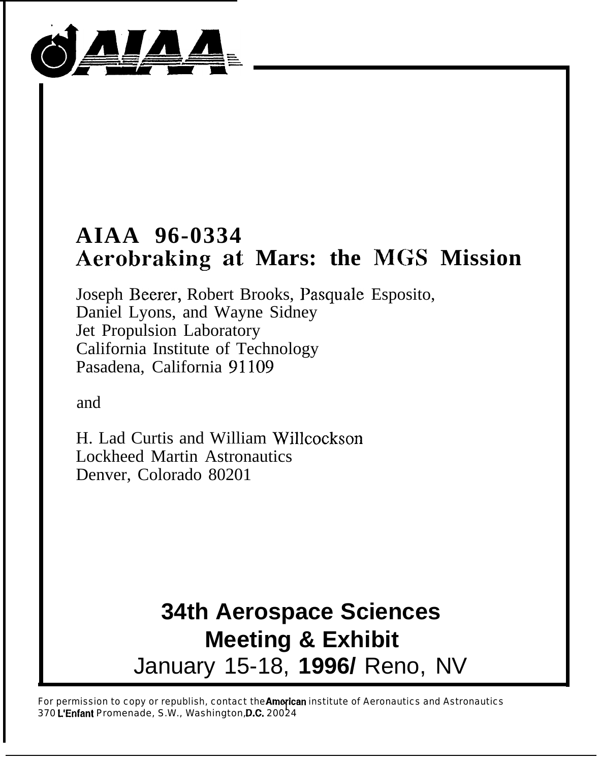AIAA

# AIAA 96-0334
# Aerobraking at Mars: the MGS Mission

Joseph Beerer, Robert Brooks, Pasquale Esposito,
Daniel Lyons, and Wayne Sidney
Jet Propulsion Laboratory
California Institute of Technology
Pasadena, California 91109

and

H. Lad Curtis and William Willcockson
Lockheed Martin Astronautics
Denver, Colorado 80201

**34th Aerospace Sciences**
**Meeting & Exhibit**
January 15-18, **1996/** Reno, NV

For permission to copy or republish, contact the American institute of Aeronautics and Astronautics
370 L'Enfant Promenade, S.W., Washington, D.C. 20024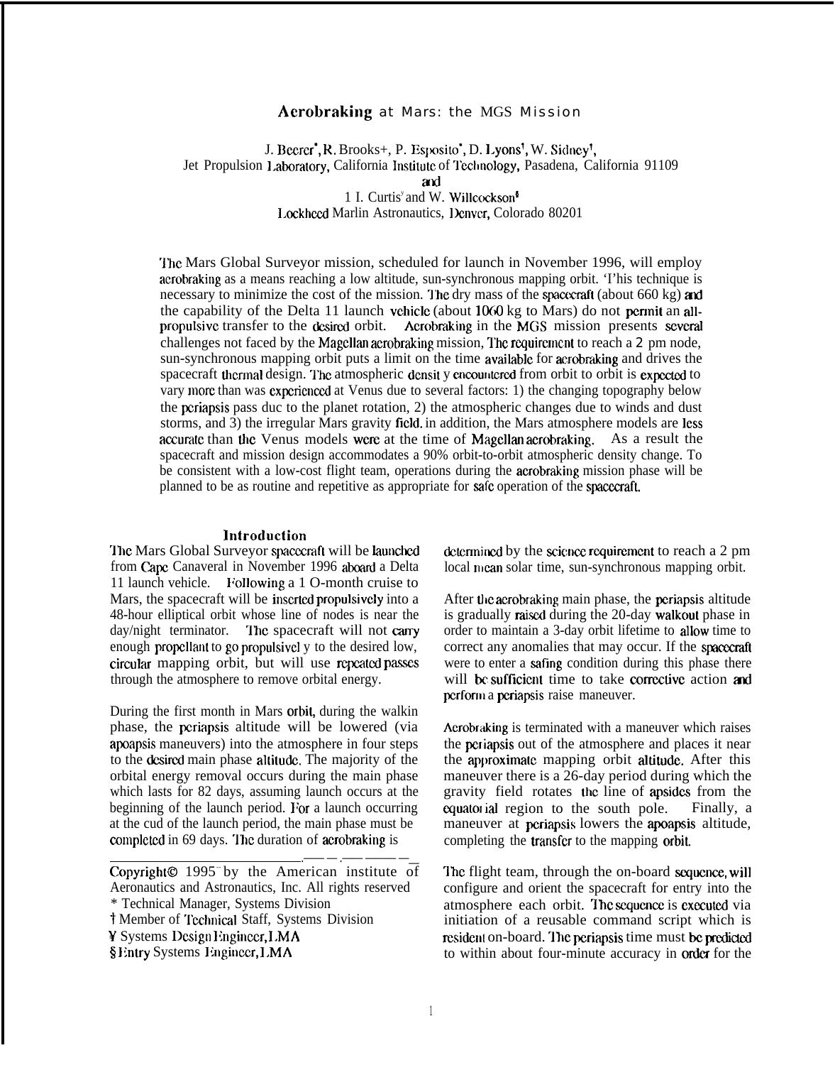# Aerobraking at Mars: the MGS Mission

J. Beerer*, R. Brooks+, P. Esposito*, D. Lyons†, W. Sidney†,
Jet Propulsion Laboratory, California Institute of Technology, Pasadena, California 91109
and
1 I. Curtis¥ and W. Willcockson§
Lockheed Marlin Astronautics, Denver, Colorado 80201

The Mars Global Surveyor mission, scheduled for launch in November 1996, will employ acrobraking as a means reaching a low altitude, sun-synchronous mapping orbit. 'I'his technique is necessary to minimize the cost of the mission. The dry mass of the spacecraft (about 660 kg) and the capability of the Delta 11 launch vehicle (about 1060 kg to Mars) do not permit an all-propulsive transfer to the desired orbit. Aerobraking in the MGS mission presents several challenges not faced by the Magellan acrobraking mission, The requirement to reach a 2 pm node, sun-synchronous mapping orbit puts a limit on the time available for acrobraking and drives the spacecraft thermal design. The atmospheric densit y encountered from orbit to orbit is expected to vary more than was experienced at Venus due to several factors: 1) the changing topography below the periapsis pass duc to the planet rotation, 2) the atmospheric changes due to winds and dust storms, and 3) the irregular Mars gravity field. in addition, the Mars atmosphere models are less accurate than the Venus models were at the time of Magellan acrobraking. As a result the spacecraft and mission design accommodates a 90% orbit-to-orbit atmospheric density change. To be consistent with a low-cost flight team, operations during the acrobraking mission phase will be planned to be as routine and repetitive as appropriate for safe operation of the spacecraft.

## Introduction

The Mars Global Surveyor spacecraft will be launched from Cape Canaveral in November 1996 aboard a Delta 11 launch vehicle. Following a 1 O-month cruise to Mars, the spacecraft will be inserted propulsively into a 48-hour elliptical orbit whose line of nodes is near the day/night terminator. The spacecraft will not carry enough propellant to go propulsivel y to the desired low, circular mapping orbit, but will use repeated passes through the atmosphere to remove orbital energy.

During the first month in Mars orbit, during the walkin phase, the periapsis altitude will be lowered (via apoapsis maneuvers) into the atmosphere in four steps to the desired main phase altitude. The majority of the orbital energy removal occurs during the main phase which lasts for 82 days, assuming launch occurs at the beginning of the launch period. For a launch occurring at the cud of the launch period, the main phase must be completed in 69 days. The duration of acrobraking is determined by the science requirement to reach a 2 pm local mean solar time, sun-synchronous mapping orbit.

After the acrobraking main phase, the periapsis altitude is gradually raised during the 20-day walkout phase in order to maintain a 3-day orbit lifetime to allow time to correct any anomalies that may occur. If the spacecraft were to enter a safing condition during this phase there will be sufficient time to take corrective action and perform a periapsis raise maneuver.

Acrobraking is terminated with a maneuver which raises the periapsis out of the atmosphere and places it near the approximate mapping orbit altitude. After this maneuver there is a 26-day period during which the gravity field rotates the line of apsides from the equatorial region to the south pole. Finally, a maneuver at periapsis lowers the apoapsis altitude, completing the transfer to the mapping orbit.

The flight team, through the on-board sequence, will configure and orient the spacecraft for entry into the atmosphere each orbit. The sequence is executed via initiation of a reusable command script which is resident on-board. The periapsis time must be predicted to within about four-minute accuracy in order for the

---

Copyright© 1995 by the American institute of Aeronautics and Astronautics, Inc. All rights reserved
\* Technical Manager, Systems Division
† Member of Technical Staff, Systems Division
¥ Systems Design Engineer, LMA
§ Entry Systems Engineer, LMA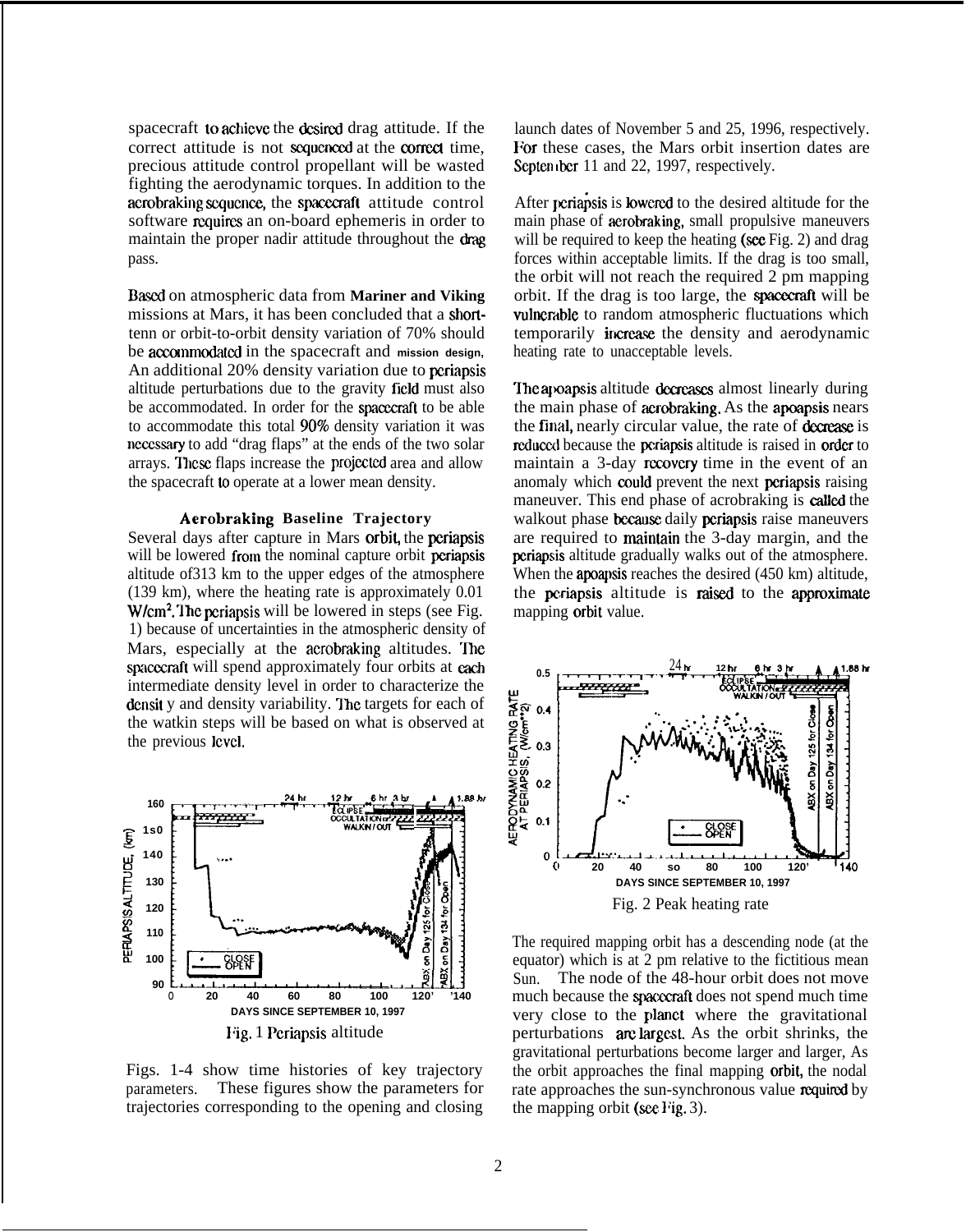spacecraft to achieve the desired drag attitude. If the correct attitude is not sequenced at the correct time, precious attitude control propellant will be wasted fighting the aerodynamic torques. In addition to the aerobraking sequence, the spacecraft attitude control software requires an on-board ephemeris in order to maintain the proper nadir attitude throughout the drag pass.

Based on atmospheric data from Mariner and Viking missions at Mars, it has been concluded that a short-term or orbit-to-orbit density variation of 70% should be accommodated in the spacecraft and mission design. An additional 20% density variation due to periapsis altitude perturbations due to the gravity field must also be accommodated. In order for the spacecraft to be able to accommodate this total 90% density variation it was necessary to add "drag flaps" at the ends of the two solar arrays. These flaps increase the projected area and allow the spacecraft to operate at a lower mean density.

### Aerobraking Baseline Trajectory

Several days after capture in Mars orbit, the periapsis will be lowered from the nominal capture orbit periapsis altitude of 313 km to the upper edges of the atmosphere (139 km), where the heating rate is approximately 0.01 $W/cm^2$. The periapsis will be lowered in steps (see Fig. 1) because of uncertainties in the atmospheric density of Mars, especially at the aerobraking altitudes. The spacecraft will spend approximately four orbits at each intermediate density level in order to characterize the density and density variability. The targets for each of the walkin steps will be based on what is observed at the previous level.

Fig. 1 Periapsis altitude

Figs. 1-4 show time histories of key trajectory parameters. These figures show the parameters for trajectories corresponding to the opening and closing launch dates of November 5 and 25, 1996, respectively. For these cases, the Mars orbit insertion dates are September 11 and 22, 1997, respectively.

After periapsis is lowered to the desired altitude for the main phase of aerobraking, small propulsive maneuvers will be required to keep the heating (see Fig. 2) and drag forces within acceptable limits. If the drag is too small, the orbit will not reach the required 2 pm mapping orbit. If the drag is too large, the spacecraft will be vulnerable to random atmospheric fluctuations which temporarily increase the density and aerodynamic heating rate to unacceptable levels.

The apoapsis altitude decreases almost linearly during the main phase of aerobraking. As the apoapsis nears the final, nearly circular value, the rate of decrease is reduced because the periapsis altitude is raised in order to maintain a 3-day recovery time in the event of an anomaly which could prevent the next periapsis raising maneuver. This end phase of aerobraking is called the walkout phase because daily periapsis raise maneuvers are required to maintain the 3-day margin, and the periapsis altitude gradually walks out of the atmosphere. When the apoapsis reaches the desired (450 km) altitude, the periapsis altitude is raised to the approximate mapping orbit value.

Fig. 2 Peak heating rate

The required mapping orbit has a descending node (at the equator) which is at 2 pm relative to the fictitious mean Sun. The node of the 48-hour orbit does not move much because the spacecraft does not spend much time very close to the planet where the gravitational perturbations are largest. As the orbit shrinks, the gravitational perturbations become larger and larger. As the orbit approaches the final mapping orbit, the nodal rate approaches the sun-synchronous value required by the mapping orbit (see Fig. 3).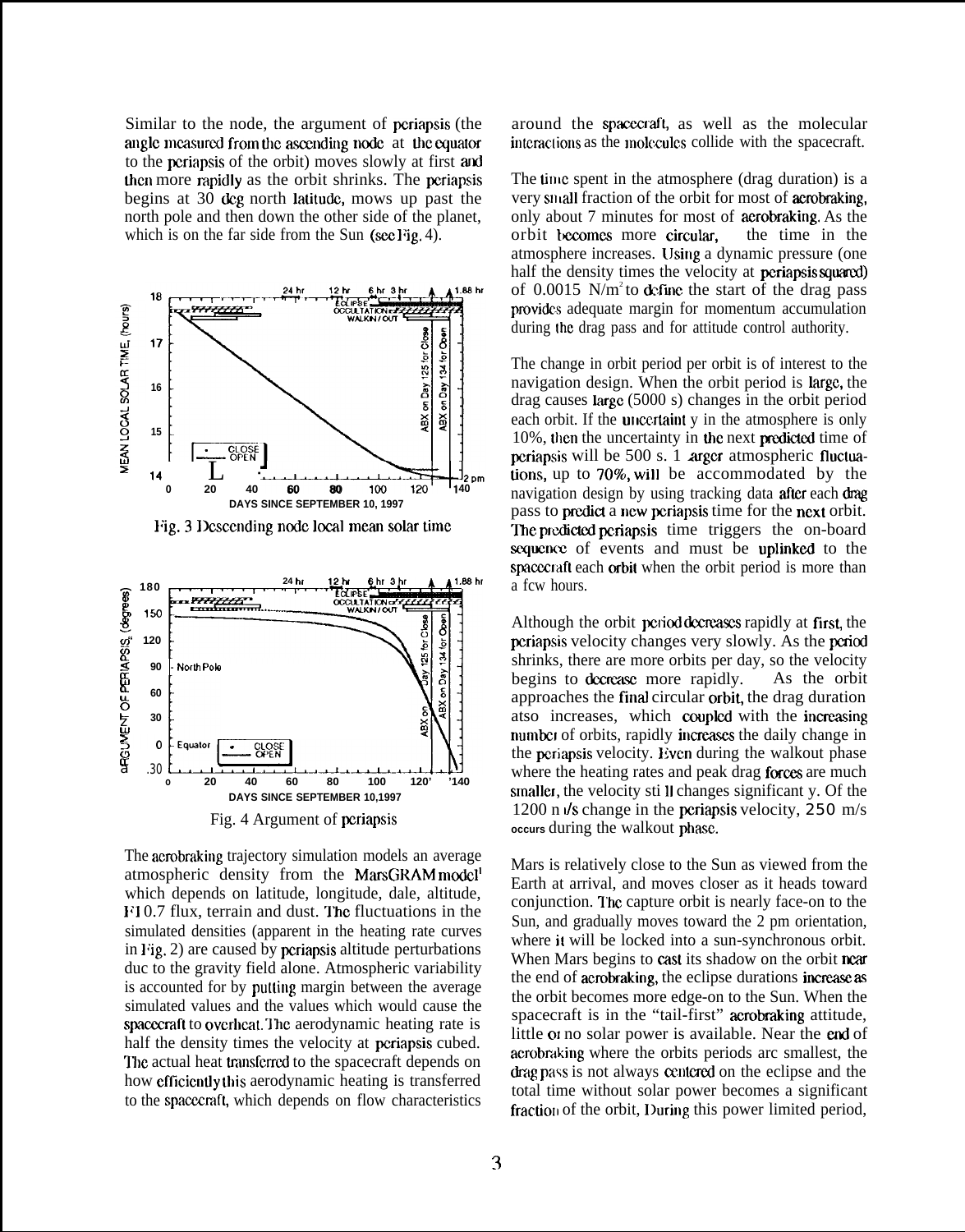Similar to the node, the argument of periapsis (the angle measured from the ascending node at the equator to the periapsis of the orbit) moves slowly at first and then more rapidly as the orbit shrinks. The periapsis begins at 30 deg north latitude, mows up past the north pole and then down the other side of the planet, which is on the far side from the Sun (see Fig. 4).

Fig. 3 Descending node local mean solar time

Fig. 4 Argument of periapsis

The aerobraking trajectory simulation models an average atmospheric density from the MarsGRAM model[1] which depends on latitude, longitude, date, altitude, F10.7 flux, terrain and dust. The fluctuations in the simulated densities (apparent in the heating rate curves in Fig. 2) are caused by periapsis altitude perturbations due to the gravity field alone. Atmospheric variability is accounted for by putting margin between the average simulated values and the values which would cause the spacecraft to overheat. The aerodynamic heating rate is half the density times the velocity at periapsis cubed. The actual heat transferred to the spacecraft depends on how efficiently this aerodynamic heating is transferred to the spacecraft, which depends on flow characteristics around the spacecraft, as well as the molecular interactions as the molecules collide with the spacecraft.

The time spent in the atmosphere (drag duration) is a very small fraction of the orbit for most of aerobraking, only about 7 minutes for most of aerobraking. As the orbit becomes more circular, the time in the atmosphere increases. Using a dynamic pressure (one half the density times the velocity at periapsis squared) of 0.0015 $N/m^2$ to define the start of the drag pass provides adequate margin for momentum accumulation during the drag pass and for attitude control authority.

The change in orbit period per orbit is of interest to the navigation design. When the orbit period is large, the drag causes large (5000 s) changes in the orbit period each orbit. If the uncertaint y in the atmosphere is only 10%, then the uncertainty in the next predicted time of periapsis will be 500 s. Larger atmospheric fluctuations, up to 70%, will be accommodated by the navigation design by using tracking data after each drag pass to predict a new periapsis time for the next orbit. The predicted periapsis time triggers the on-board sequence of events and must be uplinked to the spacecraft each orbit when the orbit period is more than a few hours.

Although the orbit period decreases rapidly at first, the periapsis velocity changes very slowly. As the period shrinks, there are more orbits per day, so the velocity begins to decrease more rapidly. As the orbit approaches the final circular orbit, the drag duration also increases, which coupled with the increasing number of orbits, rapidly increases the daily change in the periapsis velocity. Even during the walkout phase where the heating rates and peak drag forces are much smaller, the velocity sti ll changes significant y. Of the 1200 m/s change in the periapsis velocity, 250 m/s occurs during the walkout phase.

Mars is relatively close to the Sun as viewed from the Earth at arrival, and moves closer as it heads toward conjunction. The capture orbit is nearly face-on to the Sun, and gradually moves toward the 2 pm orientation, where it will be locked into a sun-synchronous orbit. When Mars begins to cast its shadow on the orbit near the end of aerobraking, the eclipse durations increase as the orbit becomes more edge-on to the Sun. When the spacecraft is in the "tail-first" aerobraking attitude, little or no solar power is available. Near the end of aerobraking where the orbits periods are smallest, the drag pass is not always centered on the eclipse and the total time without solar power becomes a significant fraction of the orbit. During this power limited period,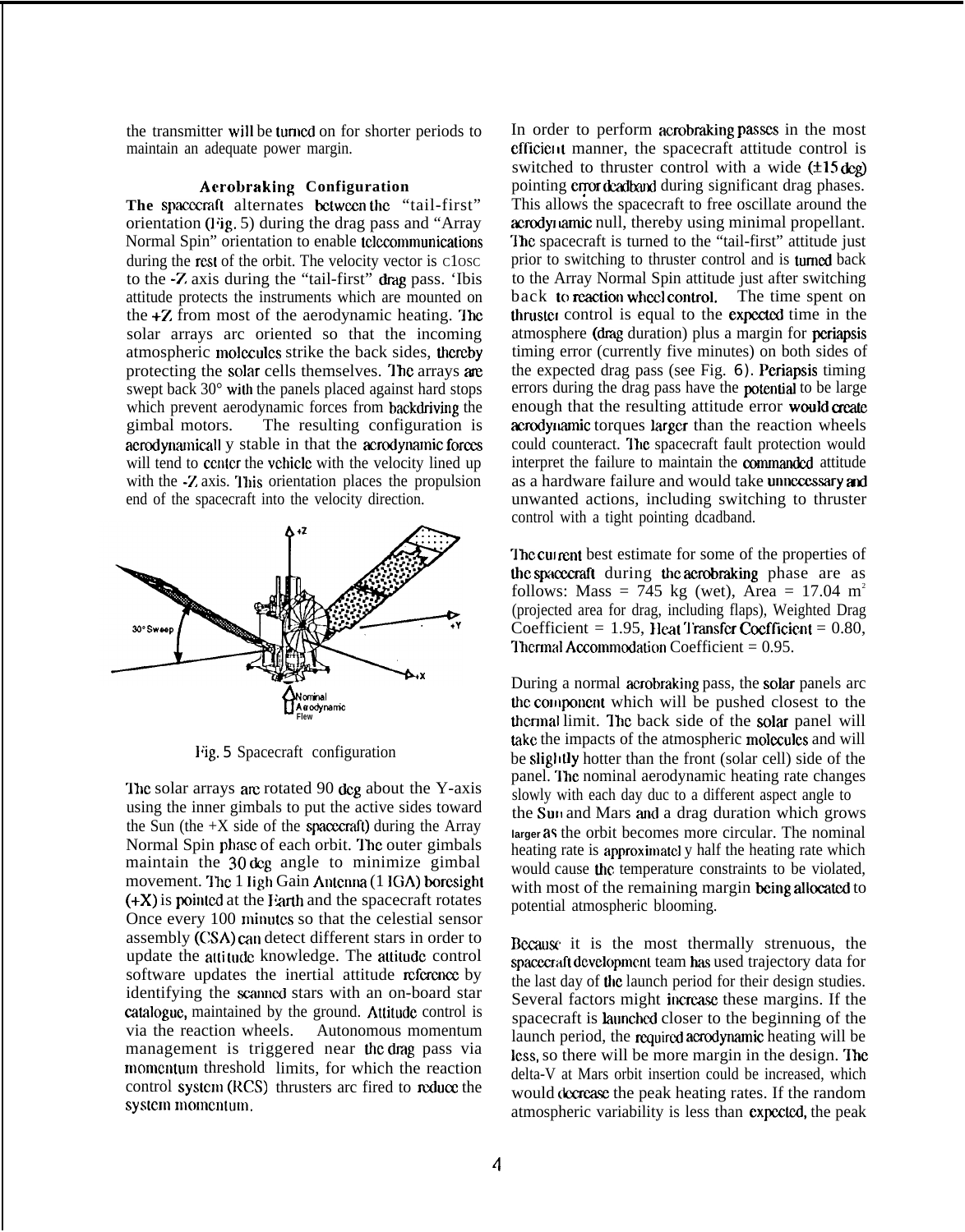the transmitter will be turned on for shorter periods to maintain an adequate power margin.

### Aerobraking Configuration

The spacecraft alternates between the "tail-first" orientation (Fig. 5) during the drag pass and "Array Normal Spin" orientation to enable telecommunications during the rest of the orbit. The velocity vector is close to the -Z axis during the "tail-first" drag pass. This attitude protects the instruments which are mounted on the +Z from most of the aerodynamic heating. The solar arrays are oriented so that the incoming atmospheric molecules strike the back sides, thereby protecting the solar cells themselves. The arrays are swept back 30° with the panels placed against hard stops which prevent aerodynamic forces from backdriving the gimbal motors. The resulting configuration is aerodynamically stable in that the aerodynamic forces will tend to center the vehicle with the velocity lined up with the -Z axis. This orientation places the propulsion end of the spacecraft into the velocity direction.

Fig. 5 Spacecraft configuration

The solar arrays are rotated 90 deg about the Y-axis using the inner gimbals to put the active sides toward the Sun (the +X side of the spacecraft) during the Array Normal Spin phase of each orbit. The outer gimbals maintain the 30 deg angle to minimize gimbal movement. The High Gain Antenna (HGA) boresight (+X) is pointed at the Earth and the spacecraft rotates Once every 100 minutes so that the celestial sensor assembly (CSA) can detect different stars in order to update the attitude knowledge. The attitude control software updates the inertial attitude reference by identifying the scanned stars with an on-board star catalogue, maintained by the ground. Attitude control is via the reaction wheels. Autonomous momentum management is triggered near the drag pass via momentum threshold limits, for which the reaction control system (RCS) thrusters are fired to reduce the system momentum.

In order to perform aerobraking passes in the most efficient manner, the spacecraft attitude control is switched to thruster control with a wide (±15 deg) pointing error deadband during significant drag phases. This allows the spacecraft to free oscillate around the aerodynamic null, thereby using minimal propellant. The spacecraft is turned to the "tail-first" attitude just prior to switching to thruster control and is turned back to the Array Normal Spin attitude just after switching back to reaction wheel control. The time spent on thruster control is equal to the expected time in the atmosphere (drag duration) plus a margin for periapsis timing error (currently five minutes) on both sides of the expected drag pass (see Fig. 6). Periapsis timing errors during the drag pass have the potential to be large enough that the resulting attitude error would create aerodynamic torques larger than the reaction wheels could counteract. The spacecraft fault protection would interpret the failure to maintain the commanded attitude as a hardware failure and would take unnecessary and unwanted actions, including switching to thruster control with a tight pointing deadband.

The current best estimate for some of the properties of the spacecraft during the aerobraking phase are as follows: Mass = 745 kg (wet), Area = 17.04 $m^2$ (projected area for drag, including flaps), Weighted Drag Coefficient = 1.95, Heat Transfer Coefficient = 0.80, Thermal Accommodation Coefficient = 0.95.

During a normal aerobraking pass, the solar panels are the component which will be pushed closest to the thermal limit. The back side of the solar panel will take the impacts of the atmospheric molecules and will be slightly hotter than the front (solar cell) side of the panel. The nominal aerodynamic heating rate changes slowly with each day due to a different aspect angle to the Sun and Mars and a drag duration which grows larger as the orbit becomes more circular. The nominal heating rate is approximately half the heating rate which would cause the temperature constraints to be violated, with most of the remaining margin being allocated to potential atmospheric blooming.

Because it is the most thermally strenuous, the spacecraft development team has used trajectory data for the last day of the launch period for their design studies. Several factors might increase these margins. If the spacecraft is launched closer to the beginning of the launch period, the required aerodynamic heating will be less, so there will be more margin in the design. The delta-V at Mars orbit insertion could be increased, which would decrease the peak heating rates. If the random atmospheric variability is less than expected, the peak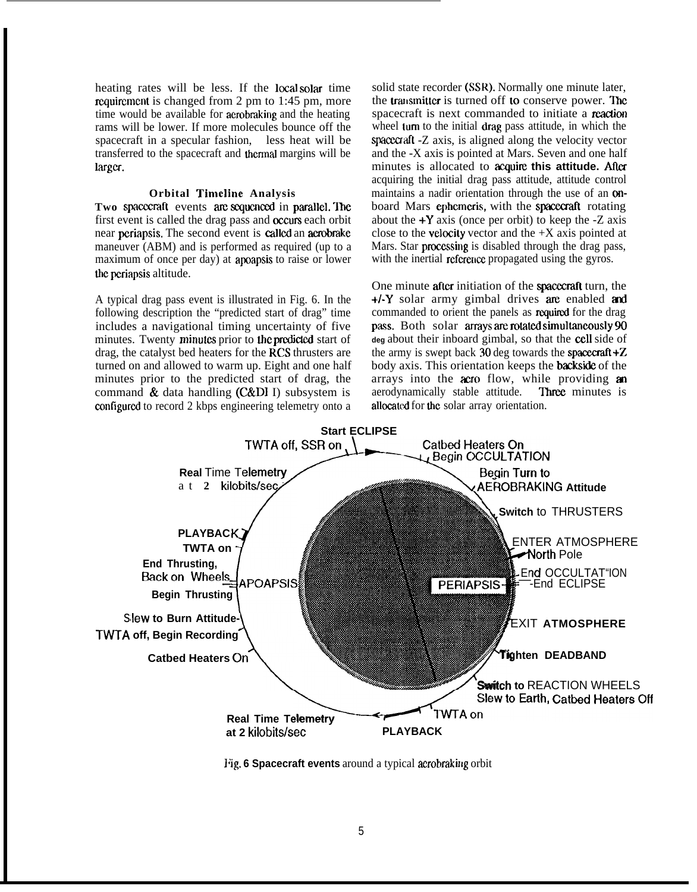heating rates will be less. If the local solar time requirement is changed from 2 pm to 1:45 pm, more time would be available for aerobraking and the heating rams will be lower. If more molecules bounce off the spacecraft in a specular fashion, less heat will be transferred to the spacecraft and thermal margins will be larger.

### Orbital Timeline Analysis

Two spacecraft events are sequenced in parallel. The first event is called the drag pass and occurs each orbit near periapsis. The second event is called an aerobrake maneuver (ABM) and is performed as required (up to a maximum of once per day) at apoapsis to raise or lower the periapsis altitude.

A typical drag pass event is illustrated in Fig. 6. In the following description the "predicted start of drag" time includes a navigational timing uncertainty of five minutes. Twenty minutes prior to the predicted start of drag, the catalyst bed heaters for the RCS thrusters are turned on and allowed to warm up. Eight and one half minutes prior to the predicted start of drag, the command & data handling (C&DH) subsystem is configured to record 2 kbps engineering telemetry onto a solid state recorder (SSR). Normally one minute later, the transmitter is turned off to conserve power. The spacecraft is next commanded to initiate a reaction wheel turn to the initial drag pass attitude, in which the spacecraft -Z axis, is aligned along the velocity vector and the -X axis is pointed at Mars. Seven and one half minutes is allocated to acquire this attitude. After acquiring the initial drag pass attitude, attitude control maintains a nadir orientation through the use of an on-board Mars ephemeris, with the spacecraft rotating about the +Y axis (once per orbit) to keep the -Z axis close to the velocity vector and the +X axis pointed at Mars. Star processing is disabled through the drag pass, with the inertial reference propagated using the gyros.

One minute after initiation of the spacecraft turn, the +/-Y solar army gimbal drives are enabled and commanded to orient the panels as required for the drag pass. Both solar arrays are rotated simultaneously 90 deg about their inboard gimbal, so that the cell side of the army is swept back 30 deg towards the spacecraft +Z body axis. This orientation keeps the backside of the arrays into the aero flow, while providing an aerodynamically stable attitude. Three minutes is allocated for the solar array orientation.

Start ECLIPSE
TWTA off, SSR on
Catbed Heaters On
Begin OCCULTATION
Real Time Telemetry at 2 kilobits/sec
Begin Turn to AEROBRAKING Attitude
Switch to THRUSTERS
PLAYBACK
TWTA on
ENTER ATMOSPHERE
North Pole
End Thrusting, Back on Wheels
APOAPSIS
PERIAPSIS
End OCCULTATION
End ECLIPSE
Begin Thrusting
Slew to Burn Attitude
TWTA off, Begin Recording
EXIT ATMOSPHERE
Tighten DEADBAND
Catbed Heaters On
Switch to REACTION WHEELS
Slew to Earth, Catbed Heaters Off
Real Time Telemetry at 2 kilobits/sec
TWTA on
PLAYBACK

Fig. 6 Spacecraft events around a typical aerobraking orbit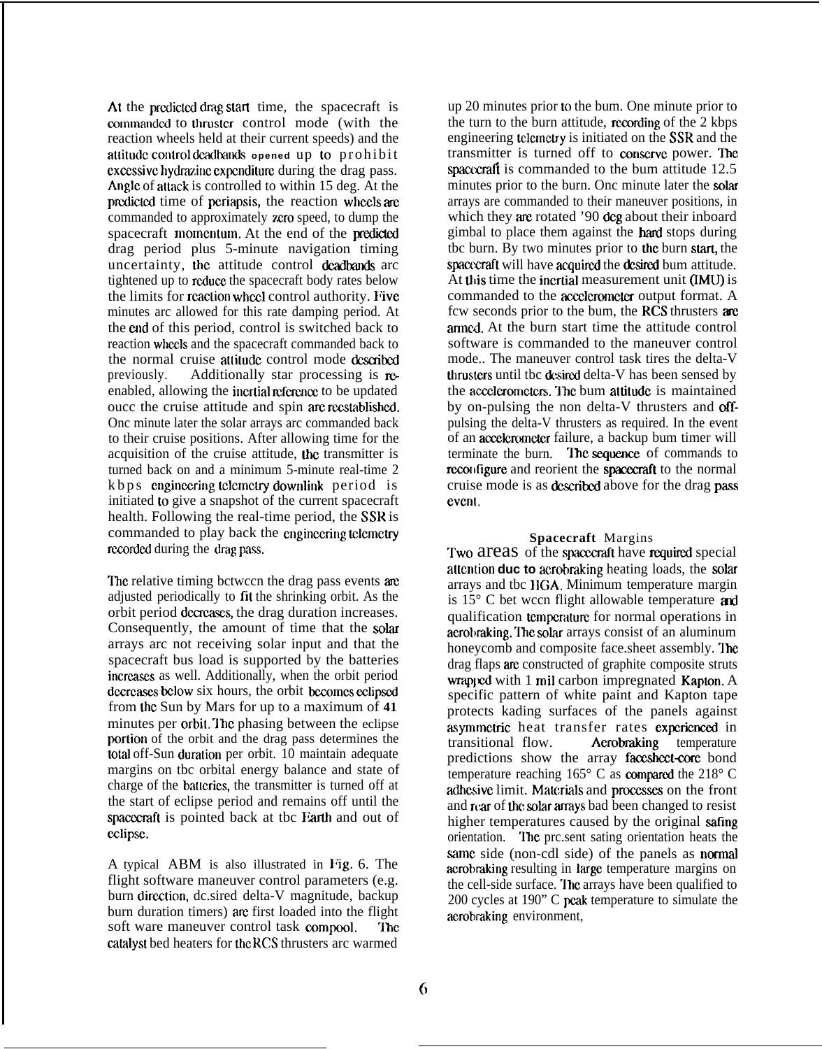At the predicted drag start time, the spacecraft is commanded to thruster control mode (with the reaction wheels held at their current speeds) and the attitude control deadbands opened up to prohibit excessive hydrazine expenditure during the drag pass. Angle of attack is controlled to within 15 deg. At the predicted time of periapsis, the reaction wheels are commanded to approximately zero speed, to dump the spacecraft momentum. At the end of the predicted drag period plus 5-minute navigation timing uncertainty, the attitude control deadbands are tightened up to reduce the spacecraft body rates below the limits for reaction wheel control authority. Five minutes are allowed for this rate damping period. At the end of this period, control is switched back to reaction wheels and the spacecraft commanded back to the normal cruise attitude control mode described previously. Additionally star processing is re-enabled, allowing the inertial reference to be updated once the cruise attitude and spin are reestablished. One minute later the solar arrays are commanded back to their cruise positions. After allowing time for the acquisition of the cruise attitude, the transmitter is turned back on and a minimum 5-minute real-time 2 kbps engineering telemetry downlink period is initiated to give a snapshot of the current spacecraft health. Following the real-time period, the SSR is commanded to play back the engineering telemetry recorded during the drag pass.

The relative timing between the drag pass events are adjusted periodically to fit the shrinking orbit. As the orbit period decreases, the drag duration increases. Consequently, the amount of time that the solar arrays are not receiving solar input and that the spacecraft bus load is supported by the batteries increases as well. Additionally, when the orbit period decreases below six hours, the orbit becomes eclipsed from the Sun by Mars for up to a maximum of 41 minutes per orbit. The phasing between the eclipse portion of the orbit and the drag pass determines the total off-Sun duration per orbit. 10 maintain adequate margins on the orbital energy balance and state of charge of the batteries, the transmitter is turned off at the start of eclipse period and remains off until the spacecraft is pointed back at the Earth and out of eclipse.

A typical ABM is also illustrated in Fig. 6. The flight software maneuver control parameters (e.g. burn direction, desired delta-V magnitude, backup burn duration timers) are first loaded into the flight soft ware maneuver control task compool. The catalyst bed heaters for the RCS thrusters are warmed up 20 minutes prior to the burn. One minute prior to the turn to the burn attitude, recording of the 2 kbps engineering telemetry is initiated on the SSR and the transmitter is turned off to conserve power. The spacecraft is commanded to the burn attitude 12.5 minutes prior to the burn. One minute later the solar arrays are commanded to their maneuver positions, in which they are rotated '90 deg about their inboard gimbal to place them against the hard stops during the burn. By two minutes prior to the burn start, the spacecraft will have acquired the desired burn attitude. At this time the inertial measurement unit (IMU) is commanded to the accelerometer output format. A few seconds prior to the burn, the RCS thrusters are armed. At the burn start time the attitude control software is commanded to the maneuver control mode.. The maneuver control task fires the delta-V thrusters until the desired delta-V has been sensed by the accelerometers. The burn attitude is maintained by on-pulsing the non delta-V thrusters and off-pulsing the delta-V thrusters as required. In the event of an accelerometer failure, a backup burn timer will terminate the burn. The sequence of commands to reconfigure and reorient the spacecraft to the normal cruise mode is as described above for the drag pass event.

## Spacecraft Margins

Two areas of the spacecraft have required special attention due to aerobraking heating loads, the solar arrays and the HGA. Minimum temperature margin is 15° C between flight allowable temperature and qualification temperature for normal operations in aerobraking. The solar arrays consist of an aluminum honeycomb and composite face.sheet assembly. The drag flaps are constructed of graphite composite struts wrapped with 1 mil carbon impregnated Kapton. A specific pattern of white paint and Kapton tape protects leading surfaces of the panels against asymmetric heat transfer rates experienced in transitional flow. Aerobraking temperature predictions show the array facesheet-core bond temperature reaching 165° C as compared the 218° C adhesive limit. Materials and processes on the front and rear of the solar arrays had been changed to resist higher temperatures caused by the original safing orientation. The present safing orientation heats the same side (non-cell side) of the panels as normal aerobraking resulting in large temperature margins on the cell-side surface. The arrays have been qualified to 200 cycles at 190" C peak temperature to simulate the aerobraking environment,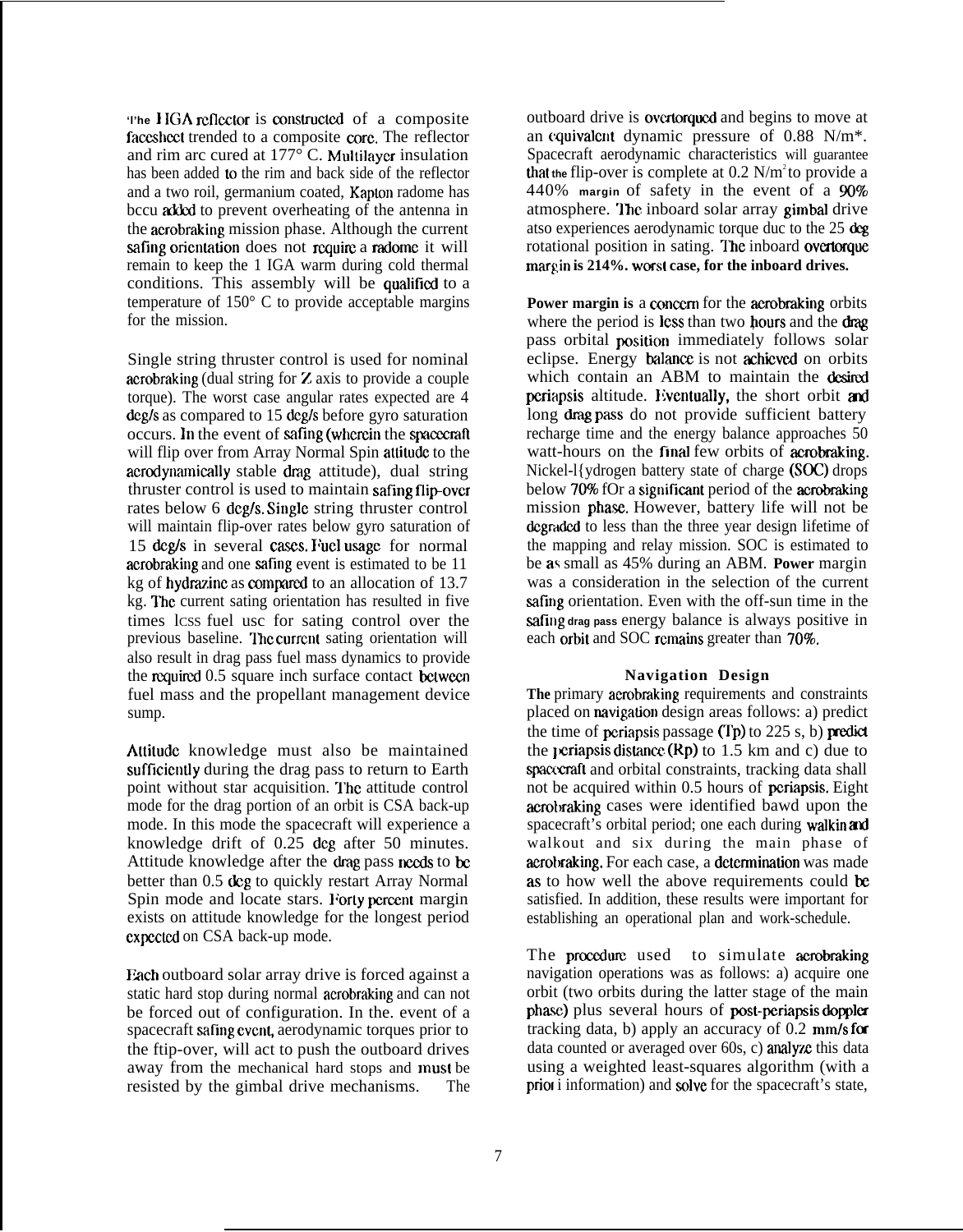The HGA reflector is constructed of a composite facesheet trended to a composite core. The reflector and rim arc cured at 177° C. Multilayer insulation has been added to the rim and back side of the reflector and a two roil, germanium coated, Kapton radome has been added to prevent overheating of the antenna in the aerobraking mission phase. Although the current safing orientation does not require a radome it will remain to keep the 1 IGA warm during cold thermal conditions. This assembly will be qualified to a temperature of 150° C to provide acceptable margins for the mission.

Single string thruster control is used for nominal aerobraking (dual string for Z axis to provide a couple torque). The worst case angular rates expected are 4 deg/s as compared to 15 deg/s before gyro saturation occurs. In the event of safing (wherein the spacecraft will flip over from Array Normal Spin attitude to the aerodynamically stable drag attitude), dual string thruster control is used to maintain safing flip-over rates below 6 deg/s. Single string thruster control will maintain flip-over rates below gyro saturation of 15 deg/s in several cases. Fuel usage for normal aerobraking and one safing event is estimated to be 11 kg of hydrazine as compared to an allocation of 13.7 kg. The current sating orientation has resulted in five times less fuel use for sating control over the previous baseline. The current sating orientation will also result in drag pass fuel mass dynamics to provide the required 0.5 square inch surface contact between fuel mass and the propellant management device sump.

Attitude knowledge must also be maintained sufficiently during the drag pass to return to Earth point without star acquisition. The attitude control mode for the drag portion of an orbit is CSA back-up mode. In this mode the spacecraft will experience a knowledge drift of 0.25 deg after 50 minutes. Attitude knowledge after the drag pass needs to be better than 0.5 deg to quickly restart Array Normal Spin mode and locate stars. Forty percent margin exists on attitude knowledge for the longest period expected on CSA back-up mode.

Each outboard solar array drive is forced against a static hard stop during normal aerobraking and can not be forced out of configuration. In the. event of a spacecraft safing event, aerodynamic torques prior to the flip-over, will act to push the outboard drives away from the mechanical hard stops and must be resisted by the gimbal drive mechanisms. The outboard drive is overtorqued and begins to move at an equivalent dynamic pressure of 0.88 N/m*. Spacecraft aerodynamic characteristics will guarantee that the flip-over is complete at 0.2 $N/m^2$ to provide a 440% margin of safety in the event of a 90% atmosphere. The inboard solar array gimbal drive also experiences aerodynamic torque due to the 25 deg rotational position in sating. The inboard overtorque margin is 214%. worst case, for the inboard drives.

Power margin is a concern for the aerobraking orbits where the period is less than two hours and the drag pass orbital position immediately follows solar eclipse. Energy balance is not achieved on orbits which contain an ABM to maintain the desired periapsis altitude. Eventually, the short orbit and long drag pass do not provide sufficient battery recharge time and the energy balance approaches 50 watt-hours on the final few orbits of aerobraking. Nickel-Hydrogen battery state of charge (SOC) drops below 70% fOr a significant period of the aerobraking mission phase. However, battery life will not be degraded to less than the three year design lifetime of the mapping and relay mission. SOC is estimated to be as small as 45% during an ABM. Power margin was a consideration in the selection of the current safing orientation. Even with the off-sun time in the safing drag pass energy balance is always positive in each orbit and SOC remains greater than 70%.

### Navigation Design

The primary aerobraking requirements and constraints placed on navigation design areas follows: a) predict the time of periapsis passage (Tp) to 225 s, b) predict the periapsis distance (Rp) to 1.5 km and c) due to spacecraft and orbital constraints, tracking data shall not be acquired within 0.5 hours of periapsis. Eight aerobraking cases were identified based upon the spacecraft's orbital period; one each during walkin and walkout and six during the main phase of aerobraking. For each case, a determination was made as to how well the above requirements could be satisfied. In addition, these results were important for establishing an operational plan and work-schedule.

The procedure used to simulate aerobraking navigation operations was as follows: a) acquire one orbit (two orbits during the latter stage of the main phase) plus several hours of post-periapsis doppler tracking data, b) apply an accuracy of 0.2 mm/s for data counted or averaged over 60s, c) analyze this data using a weighted least-squares algorithm (with a priori information) and solve for the spacecraft's state,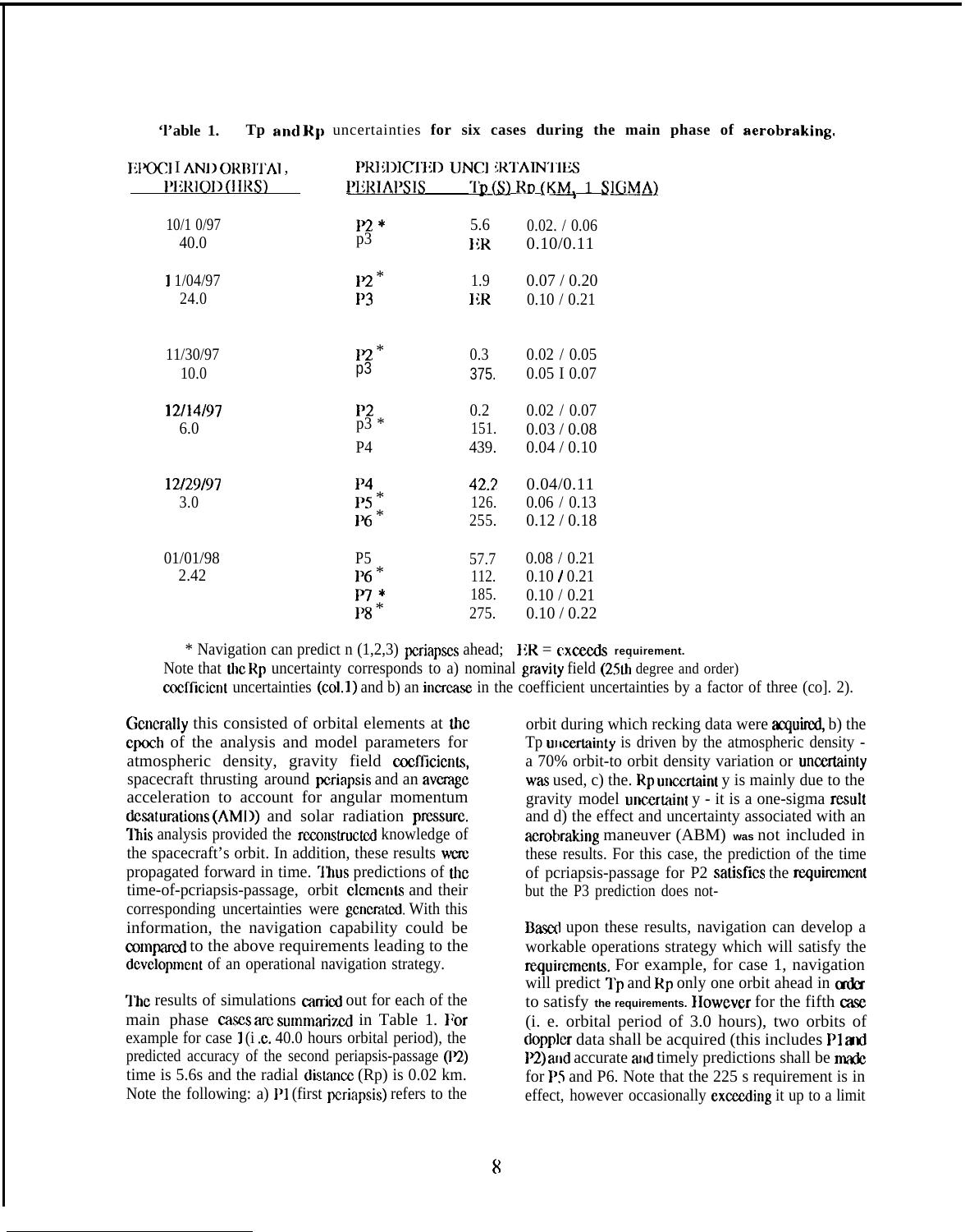**Table 1. Tp and Rp uncertainties for six cases during the main phase of aerobraking.**

| EPOCH AND ORBITAL PERIOD (HRS) | PREDICTED UNCERTAINTIES PERIAPSIS | Tp (S) | Rp (KM, 1 SIGMA) |
|---|---|---|---|
| 10/10/97 | P2 * | 5.6 | 0.02. / 0.06 |
| 40.0 | p3 | ER | 0.10/0.11 |
| 11/04/97 | P2 * | 1.9 | 0.07 / 0.20 |
| 24.0 | P3 | ER | 0.10 / 0.21 |
| 11/30/97 | P2 * | 0.3 | 0.02 / 0.05 |
| 10.0 | p3 | 375. | 0.05 / 0.07 |
| 12/14/97 | P2 | 0.2 | 0.02 / 0.07 |
| 6.0 | p3 * | 151. | 0.03 / 0.08 |
| | P4 | 439. | 0.04 / 0.10 |
| 12/29/97 | P4 | 42.2 | 0.04/0.11 |
| 3.0 | P5 * | 126. | 0.06 / 0.13 |
| | P6 * | 255. | 0.12 / 0.18 |
| 01/01/98 | P5 | 57.7 | 0.08 / 0.21 |
| 2.42 | P6 * | 112. | 0.10 / 0.21 |
| | P7 * | 185. | 0.10 / 0.21 |
| | P8 * | 275. | 0.10 / 0.22 |

* Navigation can predict n (1,2,3) periapses ahead; ER = exceeds requirement.
Note that the Rp uncertainty corresponds to a) nominal gravity field (25th degree and order) coefficient uncertainties (col.1) and b) an increase in the coefficient uncertainties by a factor of three (col. 2).

Generally this consisted of orbital elements at the epoch of the analysis and model parameters for atmospheric density, gravity field coefficients, spacecraft thrusting around periapsis and an average acceleration to account for angular momentum desaturations (AMD) and solar radiation pressure. This analysis provided the reconstructed knowledge of the spacecraft's orbit. In addition, these results were propagated forward in time. Thus predictions of the time-of-periapsis-passage, orbit elements and their corresponding uncertainties were generated. With this information, the navigation capability could be compared to the above requirements leading to the development of an operational navigation strategy.

The results of simulations carried out for each of the main phase cases are summarized in Table 1. For example for case 1 (i.e. 40.0 hours orbital period), the predicted accuracy of the second periapsis-passage (P2) time is 5.6s and the radial distance (Rp) is 0.02 km. Note the following: a) P1 (first periapsis) refers to the orbit during which recking data were acquired, b) the Tp uncertainty is driven by the atmospheric density - a 70% orbit-to orbit density variation or uncertainty was used, c) the. Rp uncertaint y is mainly due to the gravity model uncertaint y - it is a one-sigma result and d) the effect and uncertainty associated with an aerobraking maneuver (ABM) was not included in these results. For this case, the prediction of the time of periapsis-passage for P2 satisfies the requirement but the P3 prediction does not-

Based upon these results, navigation can develop a workable operations strategy which will satisfy the requirements. For example, for case 1, navigation will predict Tp and Rp only one orbit ahead in order to satisfy the requirements. However for the fifth case (i. e. orbital period of 3.0 hours), two orbits of doppler data shall be acquired (this includes P1 and P2) and accurate and timely predictions shall be made for P5 and P6. Note that the 225 s requirement is in effect, however occasionally exceeding it up to a limit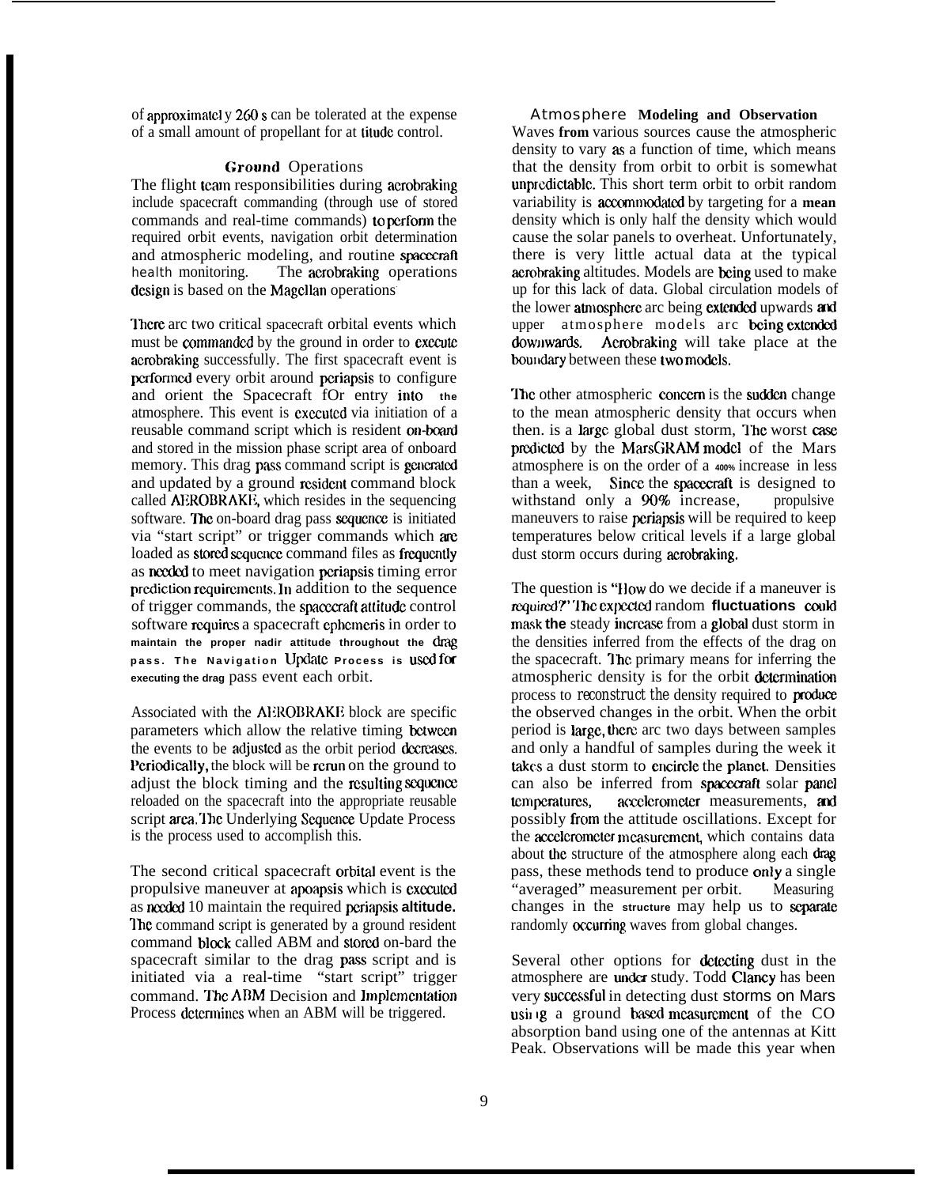of approximately 260 s can be tolerated at the expense of a small amount of propellant for attitude control.

### Ground Operations

The flight team responsibilities during aerobraking include spacecraft commanding (through use of stored commands and real-time commands) to perform the required orbit events, navigation orbit determination and atmospheric modeling, and routine spacecraft health monitoring. The aerobraking operations design is based on the Magellan operations.

There are two critical spacecraft orbital events which must be commanded by the ground in order to execute aerobraking successfully. The first spacecraft event is performed every orbit around periapsis to configure and orient the Spacecraft for entry into the atmosphere. This event is executed via initiation of a reusable command script which is resident on-board and stored in the mission phase script area of onboard memory. This drag pass command script is generated and updated by a ground resident command block called AEROBRAKE, which resides in the sequencing software. The on-board drag pass sequence is initiated via "start script" or trigger commands which are loaded as stored sequence command files as frequently as needed to meet navigation periapsis timing error prediction requirements. In addition to the sequence of trigger commands, the spacecraft attitude control software requires a spacecraft ephemeris in order to maintain the proper nadir attitude throughout the drag pass. The Navigation Update Process is used for executing the drag pass event each orbit.

Associated with the AEROBRAKE block are specific parameters which allow the relative timing between the events to be adjusted as the orbit period decreases. Periodically, the block will be rerun on the ground to adjust the block timing and the resulting sequence reloaded on the spacecraft into the appropriate reusable script area. The Underlying Sequence Update Process is the process used to accomplish this.

The second critical spacecraft orbital event is the propulsive maneuver at apoapsis which is executed as needed to maintain the required periapsis altitude. The command script is generated by a ground resident command block called ABM and stored on-bard the spacecraft similar to the drag pass script and is initiated via a real-time "start script" trigger command. The ABM Decision and Implementation Process determines when an ABM will be triggered.

### Atmosphere Modeling and Observation

Waves from various sources cause the atmospheric density to vary as a function of time, which means that the density from orbit to orbit is somewhat unpredictable. This short term orbit to orbit random variability is accommodated by targeting for a mean density which is only half the density which would cause the solar panels to overheat. Unfortunately, there is very little actual data at the typical aerobraking altitudes. Models are being used to make up for this lack of data. Global circulation models of the lower atmosphere are being extended upwards and upper atmosphere models are being extended downwards. Aerobraking will take place at the boundary between these two models.

The other atmospheric concern is the sudden change to the mean atmospheric density that occurs when then. is a large global dust storm, The worst case predicted by the MarsGRAM model of the Mars atmosphere is on the order of a 400% increase in less than a week, Since the spacecraft is designed to withstand only a 90% increase, propulsive maneuvers to raise periapsis will be required to keep temperatures below critical levels if a large global dust storm occurs during aerobraking.

The question is "How do we decide if a maneuver is required?" The expected random fluctuations could mask the steady increase from a global dust storm in the densities inferred from the effects of the drag on the spacecraft. The primary means for inferring the atmospheric density is for the orbit determination process to reconstruct the density required to produce the observed changes in the orbit. When the orbit period is large, there are two days between samples and only a handful of samples during the week it takes a dust storm to encircle the planet. Densities can also be inferred from spacecraft solar panel temperatures, accelerometer measurements, and possibly from the attitude oscillations. Except for the accelerometer measurement, which contains data about the structure of the atmosphere along each drag pass, these methods tend to produce only a single "averaged" measurement per orbit. Measuring changes in the structure may help us to separate randomly occurring waves from global changes.

Several other options for detecting dust in the atmosphere are under study. Todd Clancy has been very successful in detecting dust storms on Mars using a ground based measurement of the CO absorption band using one of the antennas at Kitt Peak. Observations will be made this year when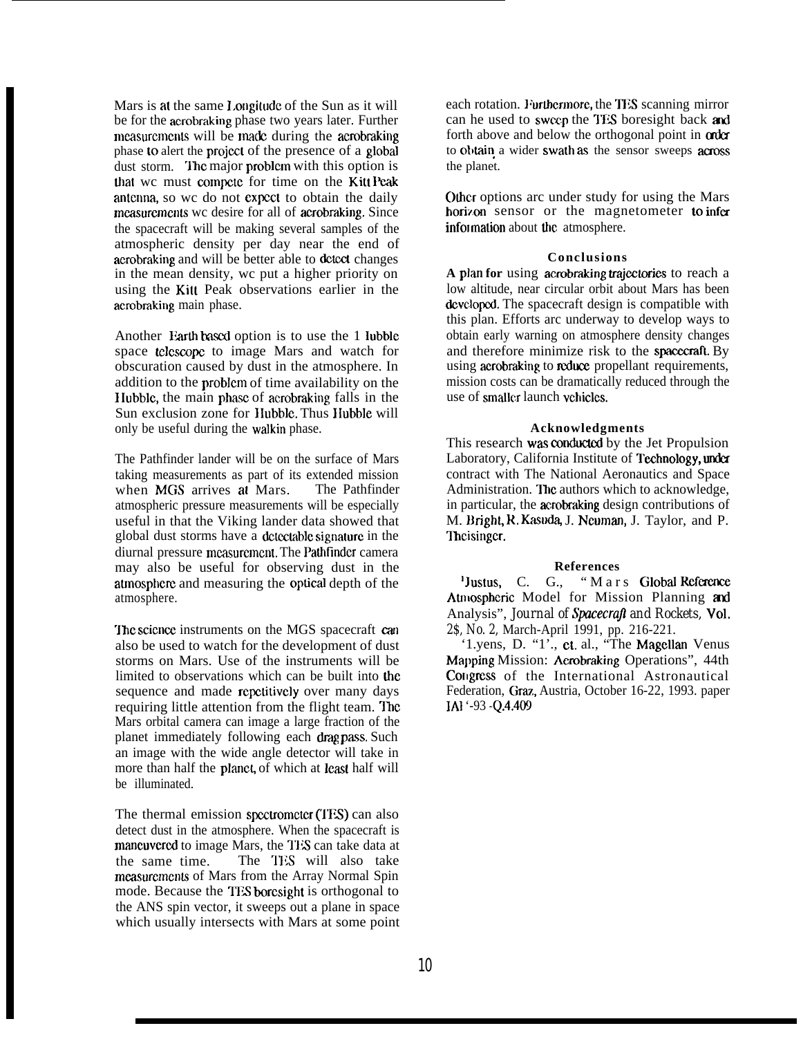Mars is at the same Longitude of the Sun as it will be for the acrobraking phase two years later. Further measurements will be made during the acrobraking phase to alert the project of the presence of a global dust storm. The major problem with this option is that we must compete for time on the Kitt Peak antenna, so we do not expect to obtain the daily measurements we desire for all of acrobraking. Since the spacecraft will be making several samples of the atmospheric density per day near the end of acrobraking and will be better able to detect changes in the mean density, we put a higher priority on using the Kitt Peak observations earlier in the acrobraking main phase.

Another Earth based option is to use the Hubble space telescope to image Mars and watch for obscuration caused by dust in the atmosphere. In addition to the problem of time availability on the Hubble, the main phase of acrobraking falls in the Sun exclusion zone for Hubble. Thus Hubble will only be useful during the walkin phase.

The Pathfinder lander will be on the surface of Mars taking measurements as part of its extended mission when MGS arrives at Mars. The Pathfinder atmospheric pressure measurements will be especially useful in that the Viking lander data showed that global dust storms have a detectable signature in the diurnal pressure measurement. The Pathfinder camera may also be useful for observing dust in the atmosphere and measuring the optical depth of the atmosphere.

The science instruments on the MGS spacecraft can also be used to watch for the development of dust storms on Mars. Use of the instruments will be limited to observations which can be built into the sequence and made repetitively over many days requiring little attention from the flight team. The Mars orbital camera can image a large fraction of the planet immediately following each drag pass. Such an image with the wide angle detector will take in more than half the planet, of which at least half will be illuminated.

The thermal emission spectrometer (TES) can also detect dust in the atmosphere. When the spacecraft is maneuvered to image Mars, the TES can take data at the same time. The TES will also take measurements of Mars from the Array Normal Spin mode. Because the TES boresight is orthogonal to the ANS spin vector, it sweeps out a plane in space which usually intersects with Mars at some point each rotation. Furthermore, the TES scanning mirror can be used to sweep the TES boresight back and forth above and below the orthogonal point in order to obtain a wider swath as the sensor sweeps across the planet.

Other options are under study for using the Mars horizon sensor or the magnetometer to infer information about the atmosphere.

## Conclusions

A plan for using acrobraking trajectories to reach a low altitude, near circular orbit about Mars has been developed. The spacecraft design is compatible with this plan. Efforts are underway to develop ways to obtain early warning on atmosphere density changes and therefore minimize risk to the spacecraft. By using acrobraking to reduce propellant requirements, mission costs can be dramatically reduced through the use of smaller launch vehicles.

## Acknowledgments

This research was conducted by the Jet Propulsion Laboratory, California Institute of Technology, under contract with The National Aeronautics and Space Administration. The authors which to acknowledge, in particular, the acrobraking design contributions of M. Bright, R. Kasuda, J. Neuman, J. Taylor, and P. Theisinger.

## References

[1]Justus, C. G., "Mars Global Reference Atmospheric Model for Mission Planning and Analysis", *Journal of Spacecraft and Rockets*, Vol. 28, No. 2, March-April 1991, pp. 216-221.

'1.yens, D. "1'., et. al., "The Magellan Venus Mapping Mission: Acrobraking Operations", 44th Congress of the International Astronautical Federation, Graz, Austria, October 16-22, 1993. paper IAF-93-Q.4.409